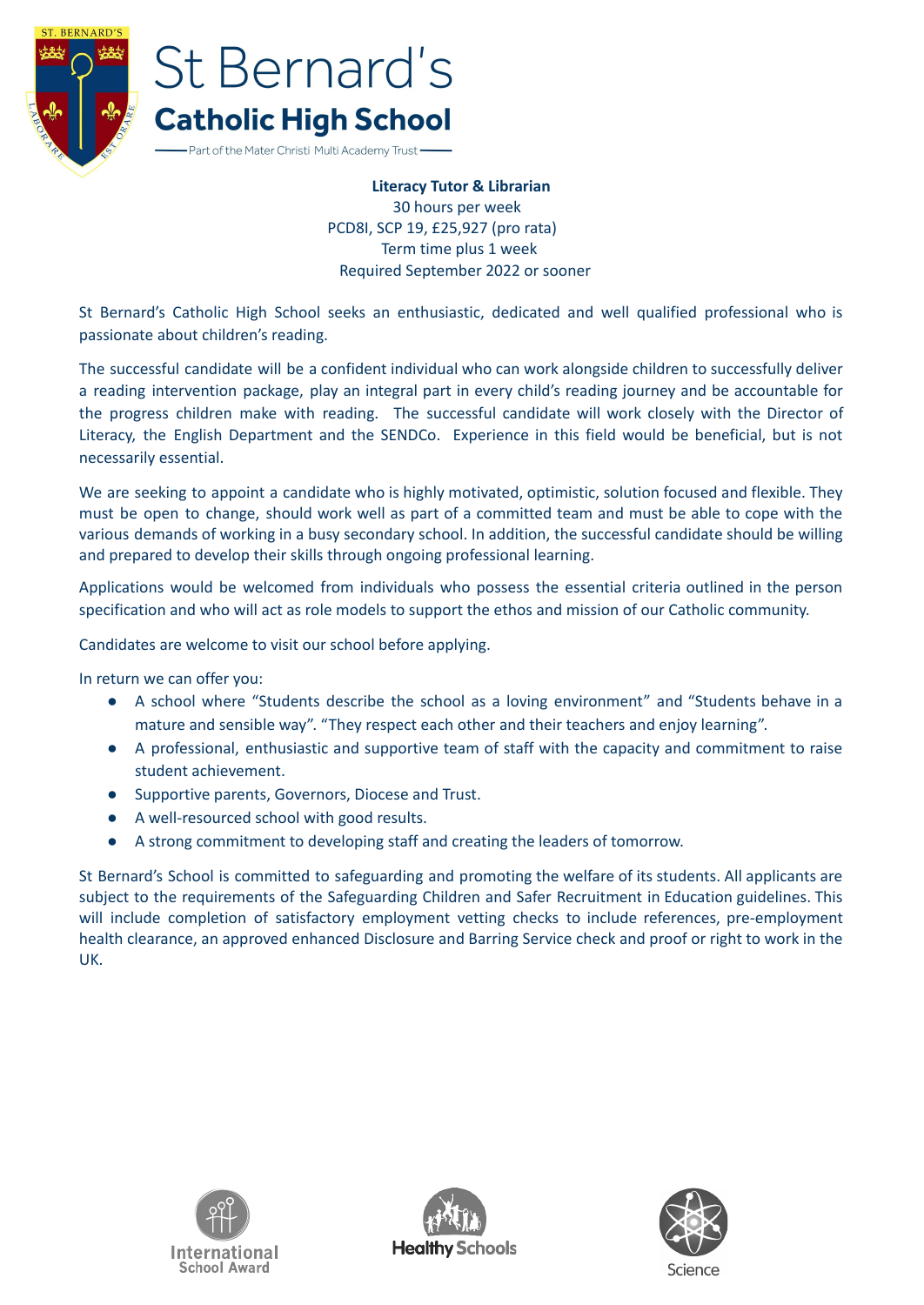# St Bernard's Catholic High School

Part of the Mater Christi Multi Academy Trust

**Literacy Tutor & Librarian**
30 hours per week
PCD8I, SCP 19, £25,927 (pro rata)
Term time plus 1 week
Required September 2022 or sooner

St Bernard's Catholic High School seeks an enthusiastic, dedicated and well qualified professional who is passionate about children's reading.

The successful candidate will be a confident individual who can work alongside children to successfully deliver a reading intervention package, play an integral part in every child's reading journey and be accountable for the progress children make with reading. The successful candidate will work closely with the Director of Literacy, the English Department and the SENDCo. Experience in this field would be beneficial, but is not necessarily essential.

We are seeking to appoint a candidate who is highly motivated, optimistic, solution focused and flexible. They must be open to change, should work well as part of a committed team and must be able to cope with the various demands of working in a busy secondary school. In addition, the successful candidate should be willing and prepared to develop their skills through ongoing professional learning.

Applications would be welcomed from individuals who possess the essential criteria outlined in the person specification and who will act as role models to support the ethos and mission of our Catholic community.

Candidates are welcome to visit our school before applying.

In return we can offer you:

- A school where "Students describe the school as a loving environment" and "Students behave in a mature and sensible way". "They respect each other and their teachers and enjoy learning".
- A professional, enthusiastic and supportive team of staff with the capacity and commitment to raise student achievement.
- Supportive parents, Governors, Diocese and Trust.
- A well-resourced school with good results.
- A strong commitment to developing staff and creating the leaders of tomorrow.

St Bernard's School is committed to safeguarding and promoting the welfare of its students. All applicants are subject to the requirements of the Safeguarding Children and Safer Recruitment in Education guidelines. This will include completion of satisfactory employment vetting checks to include references, pre-employment health clearance, an approved enhanced Disclosure and Barring Service check and proof or right to work in the UK.

International School Award | Healthy Schools | Science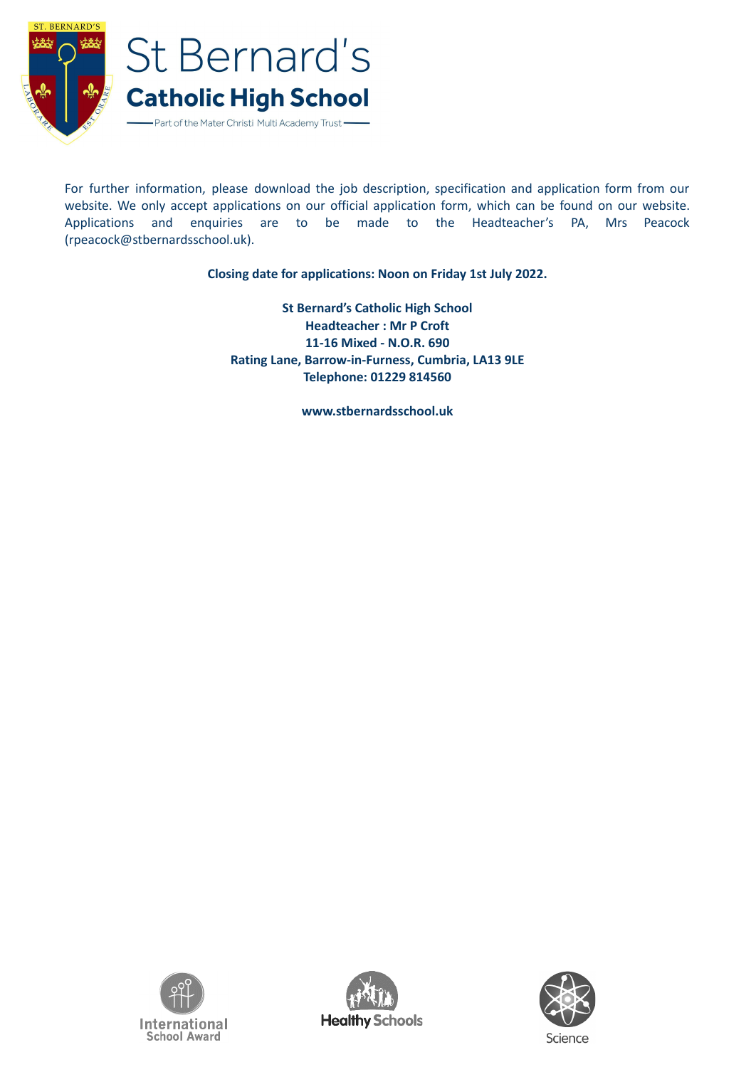For further information, please download the job description, specification and application form from our website. We only accept applications on our official application form, which can be found on our website. Applications and enquiries are to be made to the Headteacher's PA, Mrs Peacock (rpeacock@stbernardsschool.uk).

**Closing date for applications: Noon on Friday 1st July 2022.**

**St Bernard's Catholic High School**
**Headteacher : Mr P Croft**
**11-16 Mixed - N.O.R. 690**
**Rating Lane, Barrow-in-Furness, Cumbria, LA13 9LE**
**Telephone: 01229 814560**

**www.stbernardsschool.uk**